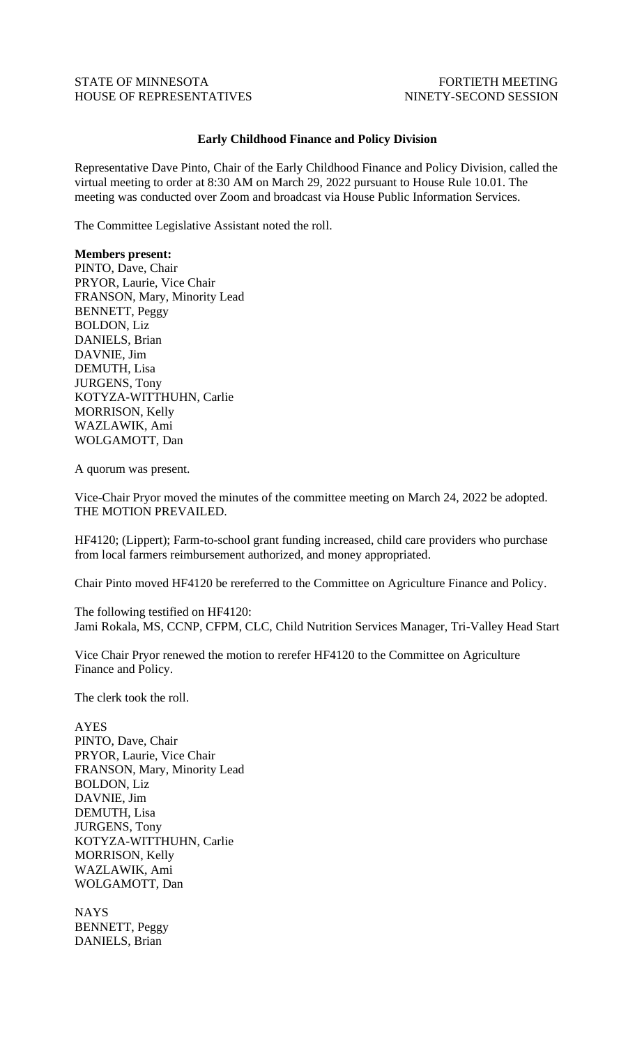STATE OF MINNESOTA FORTIETH MEETING
HOUSE OF REPRESENTATIVES NINETY-SECOND SESSION

**Early Childhood Finance and Policy Division**

Representative Dave Pinto, Chair of the Early Childhood Finance and Policy Division, called the virtual meeting to order at 8:30 AM on March 29, 2022 pursuant to House Rule 10.01. The meeting was conducted over Zoom and broadcast via House Public Information Services.

The Committee Legislative Assistant noted the roll.

**Members present:**
PINTO, Dave, Chair
PRYOR, Laurie, Vice Chair
FRANSON, Mary, Minority Lead
BENNETT, Peggy
BOLDON, Liz
DANIELS, Brian
DAVNIE, Jim
DEMUTH, Lisa
JURGENS, Tony
KOTYZA-WITTHUHN, Carlie
MORRISON, Kelly
WAZLAWIK, Ami
WOLGAMOTT, Dan

A quorum was present.

Vice-Chair Pryor moved the minutes of the committee meeting on March 24, 2022 be adopted. THE MOTION PREVAILED.

HF4120; (Lippert); Farm-to-school grant funding increased, child care providers who purchase from local farmers reimbursement authorized, and money appropriated.

Chair Pinto moved HF4120 be rereferred to the Committee on Agriculture Finance and Policy.

The following testified on HF4120:
Jami Rokala, MS, CCNP, CFPM, CLC, Child Nutrition Services Manager, Tri-Valley Head Start

Vice Chair Pryor renewed the motion to rerefer HF4120 to the Committee on Agriculture Finance and Policy.

The clerk took the roll.

AYES
PINTO, Dave, Chair
PRYOR, Laurie, Vice Chair
FRANSON, Mary, Minority Lead
BOLDON, Liz
DAVNIE, Jim
DEMUTH, Lisa
JURGENS, Tony
KOTYZA-WITTHUHN, Carlie
MORRISON, Kelly
WAZLAWIK, Ami
WOLGAMOTT, Dan

NAYS
BENNETT, Peggy
DANIELS, Brian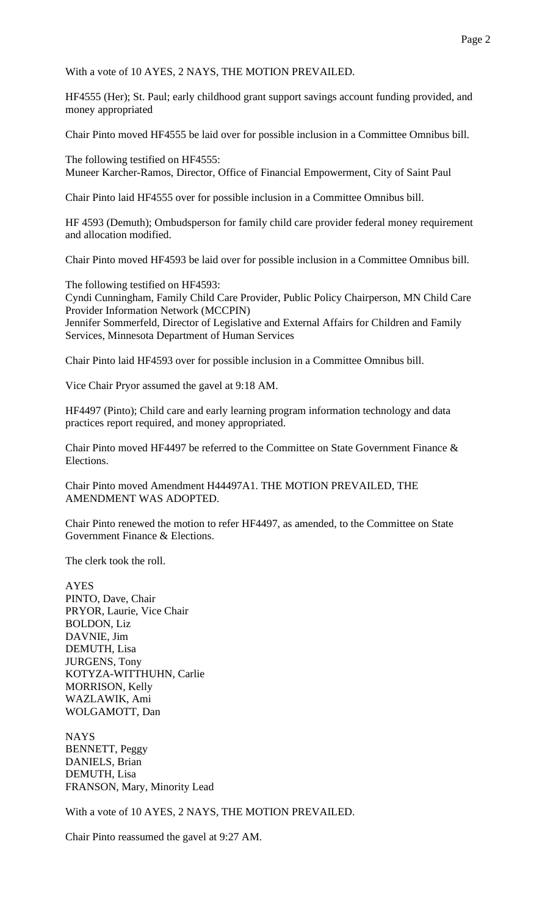With a vote of 10 AYES, 2 NAYS, THE MOTION PREVAILED.

HF4555 (Her); St. Paul; early childhood grant support savings account funding provided, and money appropriated

Chair Pinto moved HF4555 be laid over for possible inclusion in a Committee Omnibus bill.

The following testified on HF4555:
Muneer Karcher-Ramos, Director, Office of Financial Empowerment, City of Saint Paul

Chair Pinto laid HF4555 over for possible inclusion in a Committee Omnibus bill.

HF 4593 (Demuth); Ombudsperson for family child care provider federal money requirement and allocation modified.

Chair Pinto moved HF4593 be laid over for possible inclusion in a Committee Omnibus bill.

The following testified on HF4593:
Cyndi Cunningham, Family Child Care Provider, Public Policy Chairperson, MN Child Care Provider Information Network (MCCPIN)
Jennifer Sommerfeld, Director of Legislative and External Affairs for Children and Family Services, Minnesota Department of Human Services

Chair Pinto laid HF4593 over for possible inclusion in a Committee Omnibus bill.

Vice Chair Pryor assumed the gavel at 9:18 AM.

HF4497 (Pinto); Child care and early learning program information technology and data practices report required, and money appropriated.

Chair Pinto moved HF4497 be referred to the Committee on State Government Finance & Elections.

Chair Pinto moved Amendment H44497A1. THE MOTION PREVAILED, THE AMENDMENT WAS ADOPTED.

Chair Pinto renewed the motion to refer HF4497, as amended, to the Committee on State Government Finance & Elections.

The clerk took the roll.

AYES
PINTO, Dave, Chair
PRYOR, Laurie, Vice Chair
BOLDON, Liz
DAVNIE, Jim
DEMUTH, Lisa
JURGENS, Tony
KOTYZA-WITTHUHN, Carlie
MORRISON, Kelly
WAZLAWIK, Ami
WOLGAMOTT, Dan

NAYS
BENNETT, Peggy
DANIELS, Brian
DEMUTH, Lisa
FRANSON, Mary, Minority Lead

With a vote of 10 AYES, 2 NAYS, THE MOTION PREVAILED.

Chair Pinto reassumed the gavel at 9:27 AM.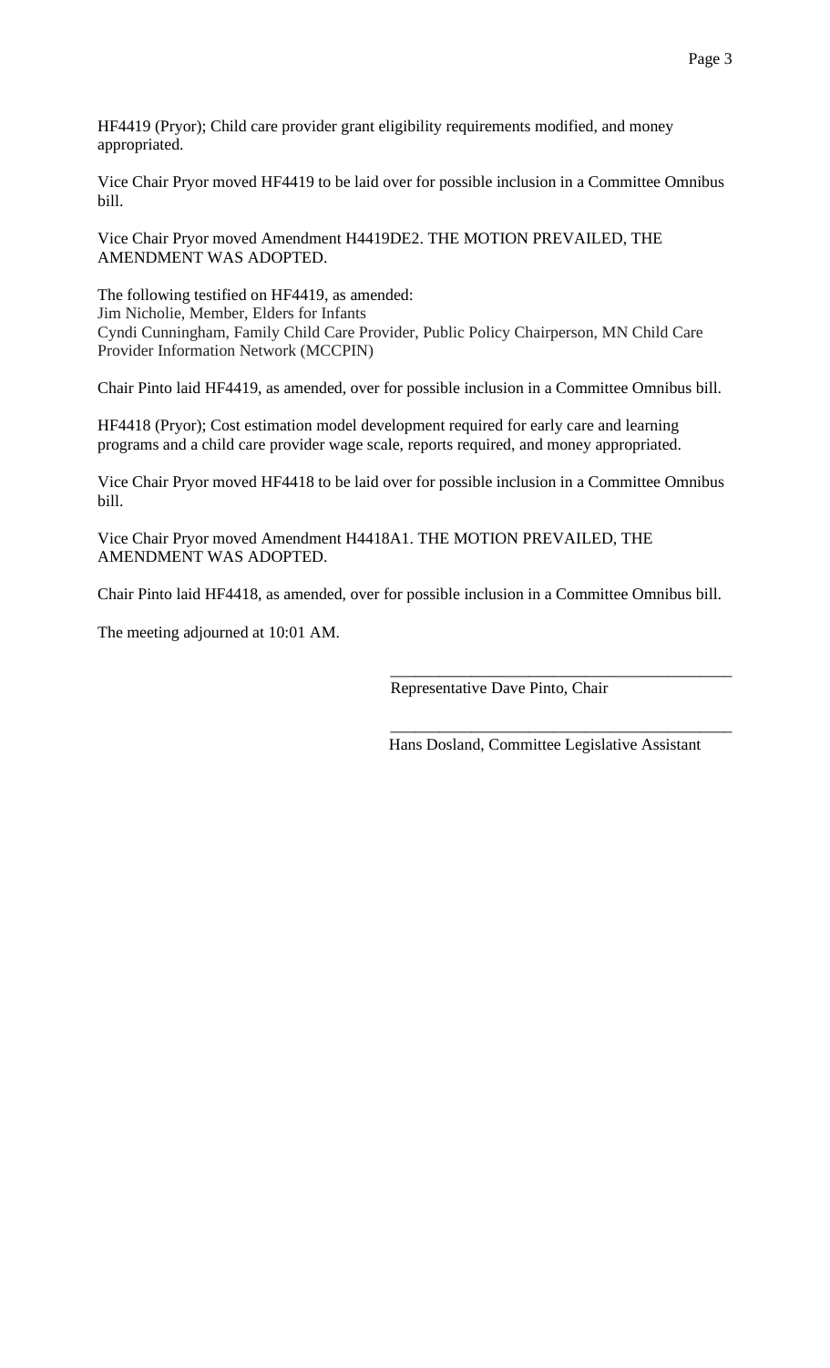HF4419 (Pryor); Child care provider grant eligibility requirements modified, and money appropriated.

Vice Chair Pryor moved HF4419 to be laid over for possible inclusion in a Committee Omnibus bill.

Vice Chair Pryor moved Amendment H4419DE2. THE MOTION PREVAILED, THE AMENDMENT WAS ADOPTED.

The following testified on HF4419, as amended:
Jim Nicholie, Member, Elders for Infants
Cyndi Cunningham, Family Child Care Provider, Public Policy Chairperson, MN Child Care Provider Information Network (MCCPIN)

Chair Pinto laid HF4419, as amended, over for possible inclusion in a Committee Omnibus bill.

HF4418 (Pryor); Cost estimation model development required for early care and learning programs and a child care provider wage scale, reports required, and money appropriated.

Vice Chair Pryor moved HF4418 to be laid over for possible inclusion in a Committee Omnibus bill.

Vice Chair Pryor moved Amendment H4418A1. THE MOTION PREVAILED, THE AMENDMENT WAS ADOPTED.

Chair Pinto laid HF4418, as amended, over for possible inclusion in a Committee Omnibus bill.

The meeting adjourned at 10:01 AM.

\_\_\_\_\_\_\_\_\_\_\_\_\_\_\_\_\_\_\_\_\_\_\_\_\_\_\_\_\_\_\_\_\_\_\_\_\_\_\_\_\_\_\_\_
Representative Dave Pinto, Chair

\_\_\_\_\_\_\_\_\_\_\_\_\_\_\_\_\_\_\_\_\_\_\_\_\_\_\_\_\_\_\_\_\_\_\_\_\_\_\_\_\_\_\_\_
Hans Dosland, Committee Legislative Assistant